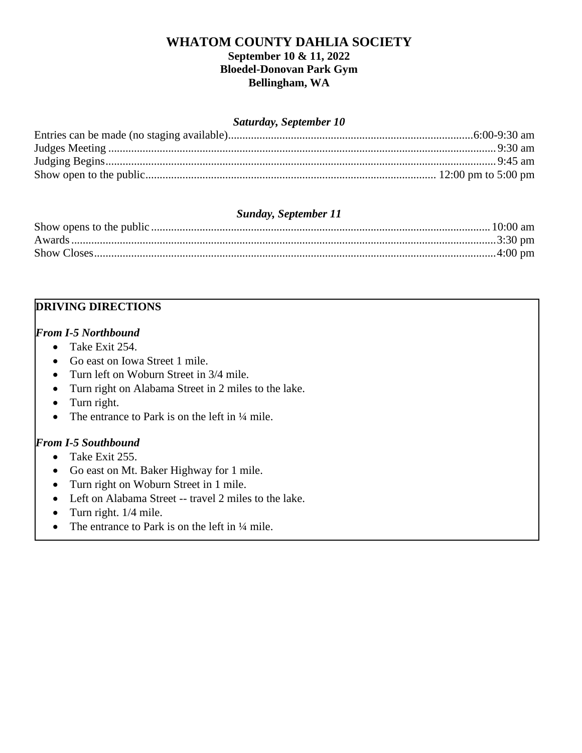# WHATOM COUNTY DAHLIA SOCIETY

**September 10 & 11, 2022**
**Bloedel-Donovan Park Gym**
**Bellingham, WA**

### *Saturday, September 10*

| | |
|---|---|
| Entries can be made (no staging available) | 6:00-9:30 am |
| Judges Meeting | 9:30 am |
| Judging Begins | 9:45 am |
| Show open to the public | 12:00 pm to 5:00 pm |

### *Sunday, September 11*

| | |
|---|---|
| Show opens to the public | 10:00 am |
| Awards | 3:30 pm |
| Show Closes | 4:00 pm |

## DRIVING DIRECTIONS

***From I-5 Northbound***

- Take Exit 254.
- Go east on Iowa Street 1 mile.
- Turn left on Woburn Street in 3/4 mile.
- Turn right on Alabama Street in 2 miles to the lake.
- Turn right.
- The entrance to Park is on the left in ¼ mile.

***From I-5 Southbound***

- Take Exit 255.
- Go east on Mt. Baker Highway for 1 mile.
- Turn right on Woburn Street in 1 mile.
- Left on Alabama Street -- travel 2 miles to the lake.
- Turn right. 1/4 mile.
- The entrance to Park is on the left in ¼ mile.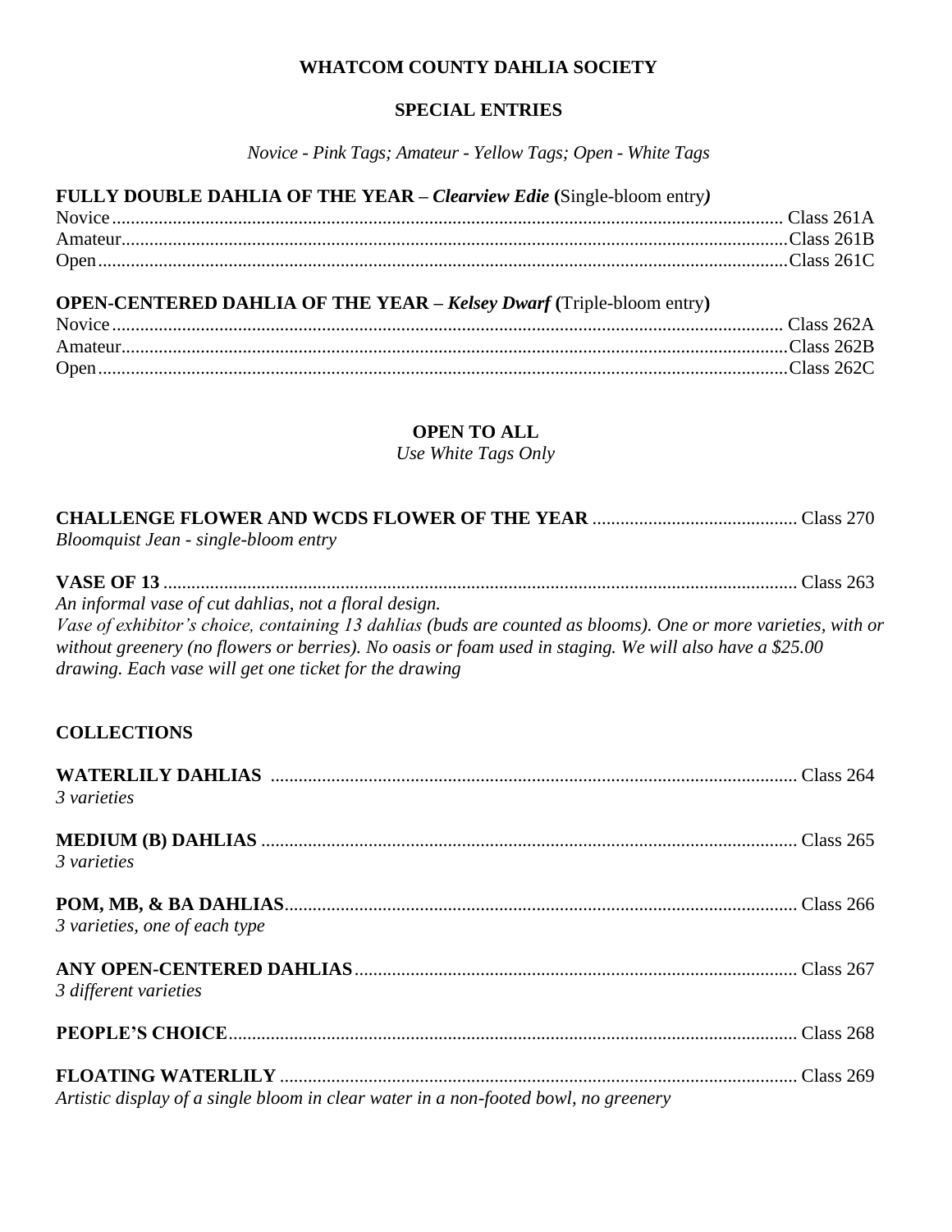# WHATCOM COUNTY DAHLIA SOCIETY

## SPECIAL ENTRIES

*Novice - Pink Tags; Amateur - Yellow Tags; Open - White Tags*

**FULLY DOUBLE DAHLIA OF THE YEAR – *Clearview Edie* (**Single-bloom entry***)***

Novice............................................................ Class 261A
Amateur.......................................................... Class 261B
Open.............................................................. Class 261C

**OPEN-CENTERED DAHLIA OF THE YEAR – *Kelsey Dwarf* (**Triple-bloom entry**)**

Novice............................................................ Class 262A
Amateur.......................................................... Class 262B
Open.............................................................. Class 262C

## OPEN TO ALL

*Use White Tags Only*

**CHALLENGE FLOWER AND WCDS FLOWER OF THE YEAR** ........................ Class 270
*Bloomquist Jean - single-bloom entry*

**VASE OF 13** ........................................................ Class 263
*An informal vase of cut dahlias, not a floral design.*
*Vase of exhibitor's choice, containing 13 dahlias (buds are counted as blooms). One or more varieties, with or without greenery (no flowers or berries). No oasis or foam used in staging. We will also have a $25.00 drawing. Each vase will get one ticket for the drawing*

**COLLECTIONS**

**WATERLILY DAHLIAS** ................................................ Class 264
*3 varieties*

**MEDIUM (B) DAHLIAS** ............................................... Class 265
*3 varieties*

**POM, MB, & BA DAHLIAS**............................................. Class 266
*3 varieties, one of each type*

**ANY OPEN-CENTERED DAHLIAS**......................................... Class 267
*3 different varieties*

**PEOPLE'S CHOICE**................................................... Class 268

**FLOATING WATERLILY** ............................................... Class 269
*Artistic display of a single bloom in clear water in a non-footed bowl, no greenery*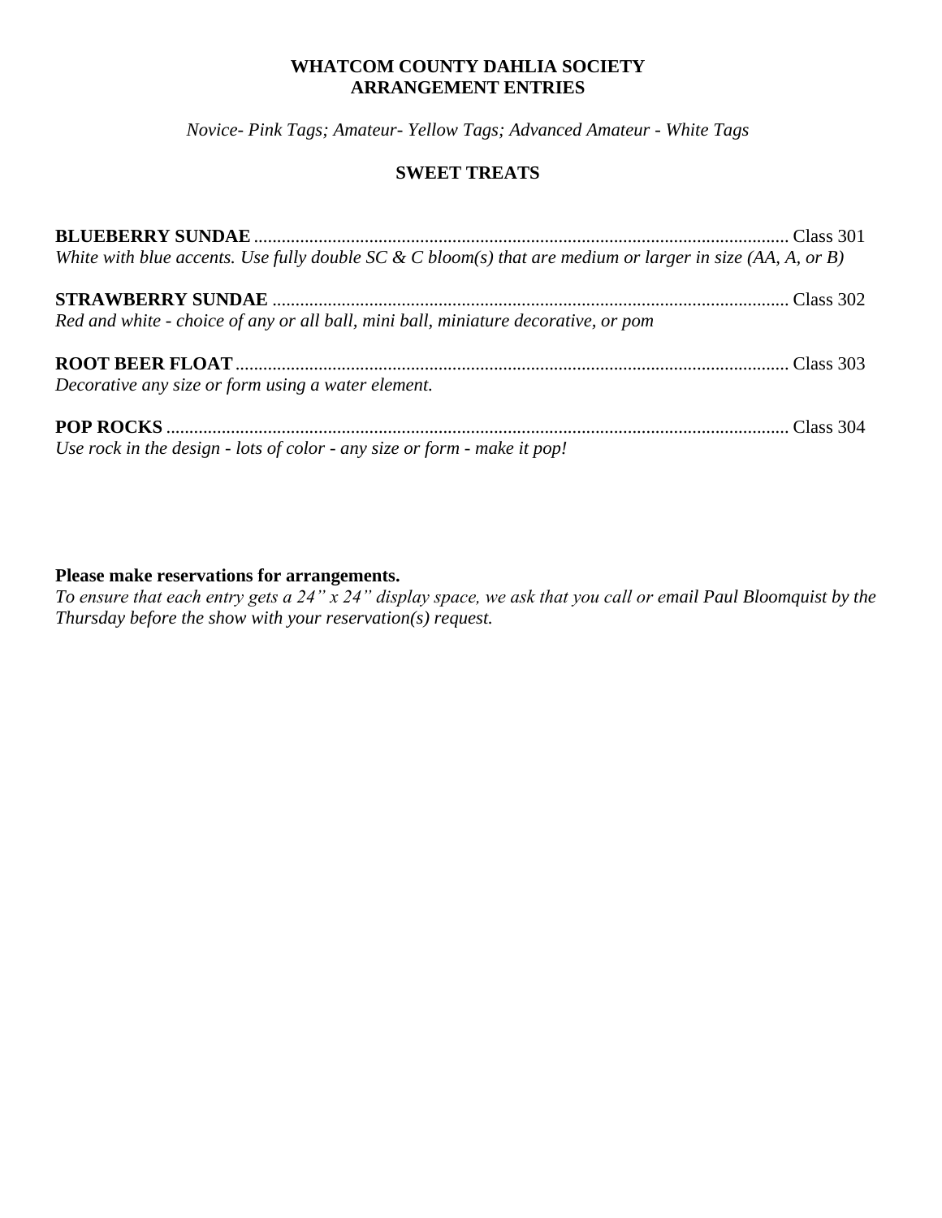# WHATCOM COUNTY DAHLIA SOCIETY
# ARRANGEMENT ENTRIES

*Novice- Pink Tags; Amateur- Yellow Tags; Advanced Amateur - White Tags*

## SWEET TREATS

**BLUEBERRY SUNDAE** ........................................................................ Class 301
*White with blue accents. Use fully double SC & C bloom(s) that are medium or larger in size (AA, A, or B)*

**STRAWBERRY SUNDAE** ........................................................................ Class 302
*Red and white - choice of any or all ball, mini ball, miniature decorative, or pom*

**ROOT BEER FLOAT** ........................................................................ Class 303
*Decorative any size or form using a water element.*

**POP ROCKS** ........................................................................ Class 304
*Use rock in the design - lots of color - any size or form - make it pop!*

**Please make reservations for arrangements.**
*To ensure that each entry gets a 24" x 24" display space, we ask that you call or email Paul Bloomquist by the Thursday before the show with your reservation(s) request.*